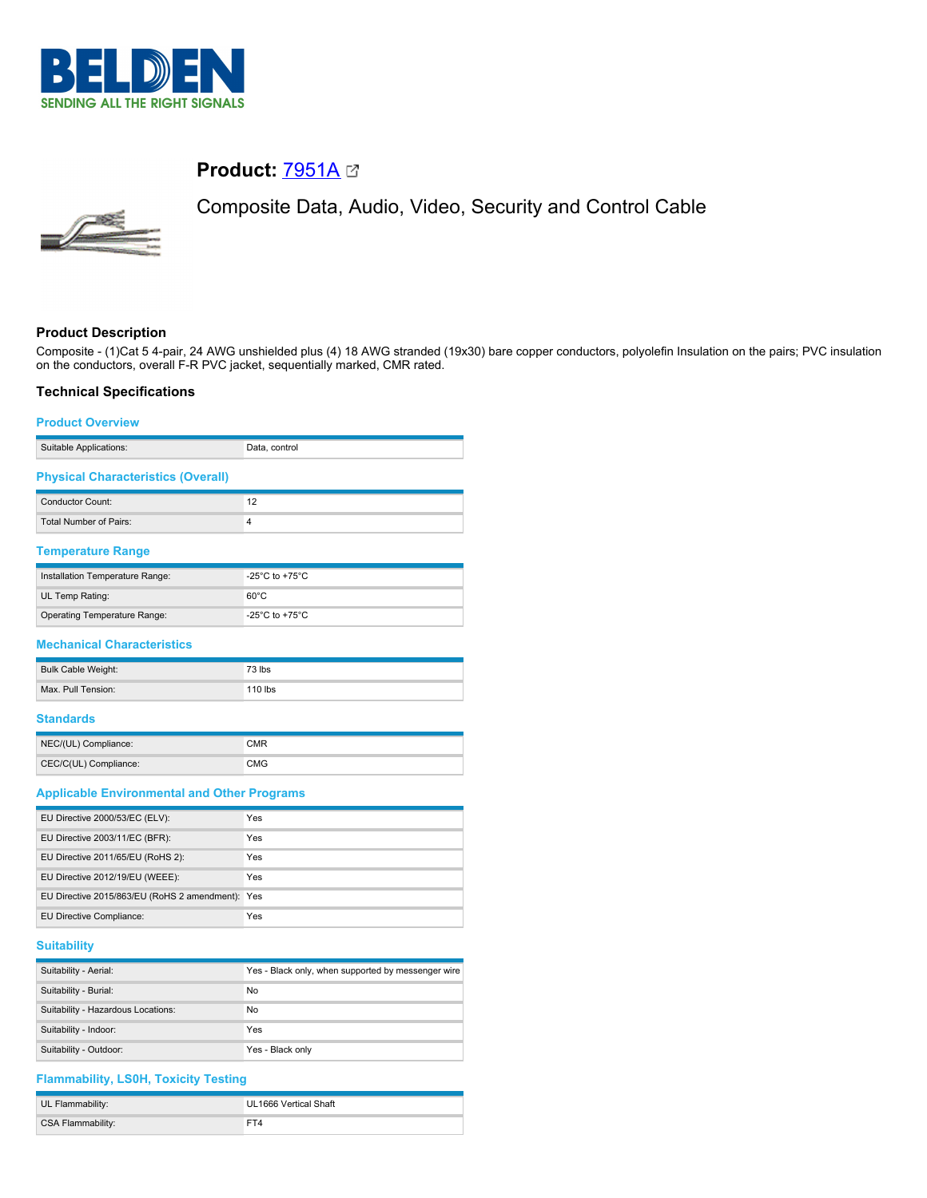# Product: 7951A

Composite Data, Audio, Video, Security and Control Cable

## Product Description

Composite - (1)Cat 5 4-pair, 24 AWG unshielded plus (4) 18 AWG stranded (19x30) bare copper conductors, polyolefin Insulation on the pairs; PVC insulation on the conductors, overall F-R PVC jacket, sequentially marked, CMR rated.

## Technical Specifications

### Product Overview

| | |
|---|---|
| Suitable Applications: | Data, control |

### Physical Characteristics (Overall)

| | |
|---|---|
| Conductor Count: | 12 |
| Total Number of Pairs: | 4 |

### Temperature Range

| | |
|---|---|
| Installation Temperature Range: | -25°C to +75°C |
| UL Temp Rating: | 60°C |
| Operating Temperature Range: | -25°C to +75°C |

### Mechanical Characteristics

| | |
|---|---|
| Bulk Cable Weight: | 73 lbs |
| Max. Pull Tension: | 110 lbs |

### Standards

| | |
|---|---|
| NEC/(UL) Compliance: | CMR |
| CEC/C(UL) Compliance: | CMG |

### Applicable Environmental and Other Programs

| | |
|---|---|
| EU Directive 2000/53/EC (ELV): | Yes |
| EU Directive 2003/11/EC (BFR): | Yes |
| EU Directive 2011/65/EU (RoHS 2): | Yes |
| EU Directive 2012/19/EU (WEEE): | Yes |
| EU Directive 2015/863/EU (RoHS 2 amendment): | Yes |
| EU Directive Compliance: | Yes |

### Suitability

| | |
|---|---|
| Suitability - Aerial: | Yes - Black only, when supported by messenger wire |
| Suitability - Burial: | No |
| Suitability - Hazardous Locations: | No |
| Suitability - Indoor: | Yes |
| Suitability - Outdoor: | Yes - Black only |

### Flammability, LS0H, Toxicity Testing

| | |
|---|---|
| UL Flammability: | UL1666 Vertical Shaft |
| CSA Flammability: | FT4 |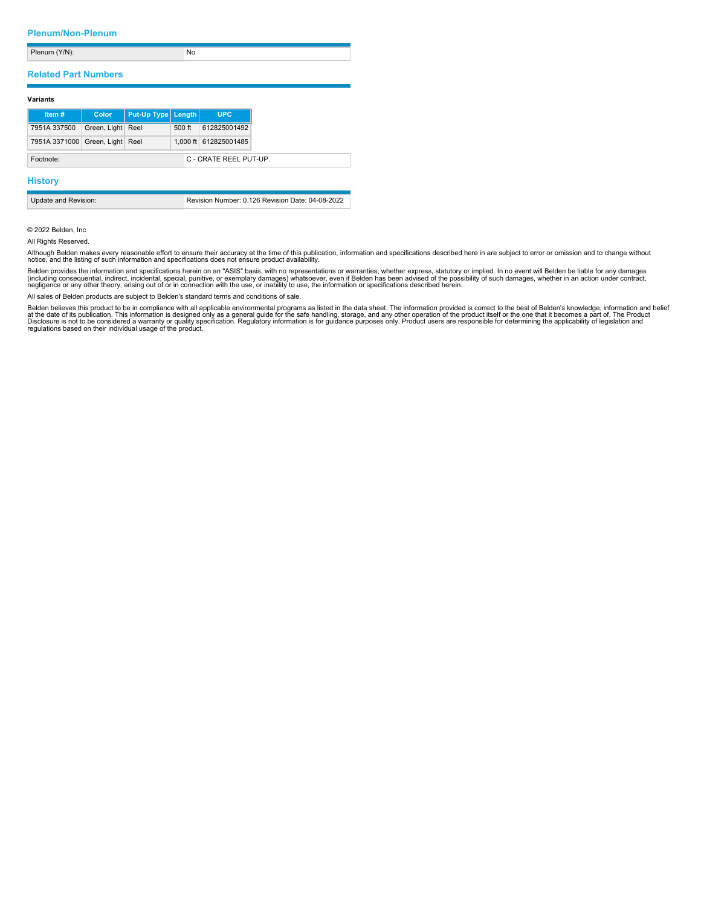## Plenum/Non-Plenum

| | |
|---|---|
| Plenum (Y/N): | No |

## Related Part Numbers

**Variants**

| Item # | Color | Put-Up Type | Length | UPC |
|---|---|---|---|---|
| 7951A 337500 | Green, Light | Reel | 500 ft | 612825001492 |
| 7951A 3371000 | Green, Light | Reel | 1,000 ft | 612825001485 |

| | |
|---|---|
| Footnote: | C - CRATE REEL PUT-UP. |

## History

| | |
|---|---|
| Update and Revision: | Revision Number: 0.126 Revision Date: 04-08-2022 |

© 2022 Belden, Inc

All Rights Reserved.

Although Belden makes every reasonable effort to ensure their accuracy at the time of this publication, information and specifications described here in are subject to error or omission and to change without notice, and the listing of such information and specifications does not ensure product availability.

Belden provides the information and specifications herein on an "ASIS" basis, with no representations or warranties, whether express, statutory or implied. In no event will Belden be liable for any damages (including consequential, indirect, incidental, special, punitive, or exemplary damages) whatsoever, even if Belden has been advised of the possibility of such damages, whether in an action under contract, negligence or any other theory, arising out of or in connection with the use, or inability to use, the information or specifications described herein.

All sales of Belden products are subject to Belden's standard terms and conditions of sale.

Belden believes this product to be in compliance with all applicable environmental programs as listed in the data sheet. The information provided is correct to the best of Belden's knowledge, information and belief at the date of its publication. This information is designed only as a general guide for the safe handling, storage, and any other operation of the product itself or the one that it becomes a part of. The Product Disclosure is not to be considered a warranty or quality specification. Regulatory information is for guidance purposes only. Product users are responsible for determining the applicability of legislation and regulations based on their individual usage of the product.